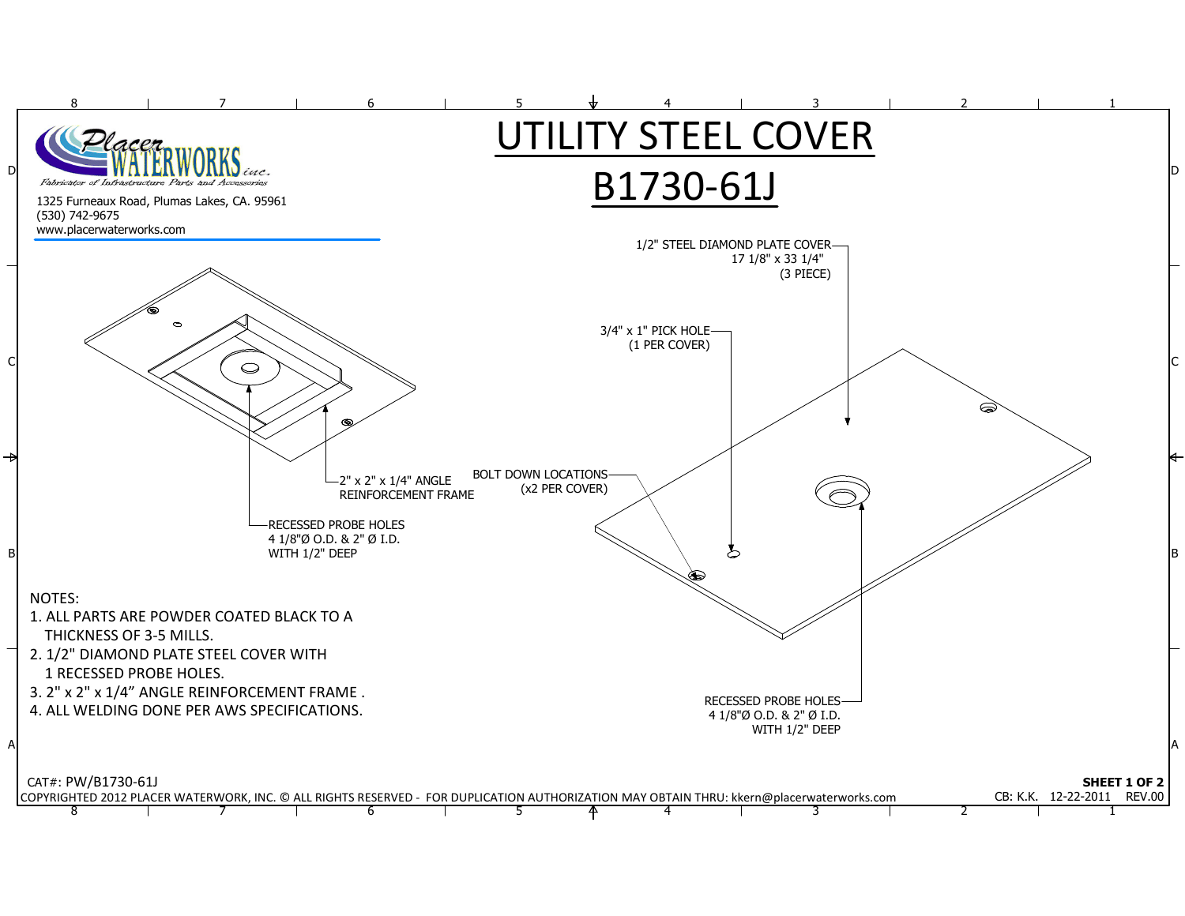Placer WATERWORKS inc.
Fabricator of Infrastructure Parts and Accessories

1325 Furneaux Road, Plumas Lakes, CA. 95961
(530) 742-9675
www.placerwaterworks.com

# UTILITY STEEL COVER

# B1730-61J

1/2" STEEL DIAMOND PLATE COVER
17 1/8" x 33 1/4"
(3 PIECE)

3/4" x 1" PICK HOLE
(1 PER COVER)

BOLT DOWN LOCATIONS
(x2 PER COVER)

2" x 2" x 1/4" ANGLE
REINFORCEMENT FRAME

RECESSED PROBE HOLES
4 1/8"Ø O.D. & 2" Ø I.D.
WITH 1/2" DEEP

RECESSED PROBE HOLES
4 1/8"Ø O.D. & 2" Ø I.D.
WITH 1/2" DEEP

NOTES:

1. ALL PARTS ARE POWDER COATED BLACK TO A THICKNESS OF 3-5 MILLS.
2. 1/2" DIAMOND PLATE STEEL COVER WITH 1 RECESSED PROBE HOLES.
3. 2" x 2" x 1/4" ANGLE REINFORCEMENT FRAME .
4. ALL WELDING DONE PER AWS SPECIFICATIONS.

CAT#: PW/B1730-61J

COPYRIGHTED 2012 PLACER WATERWORK, INC. © ALL RIGHTS RESERVED - FOR DUPLICATION AUTHORIZATION MAY OBTAIN THRU: kkern@placerwaterworks.com

**SHEET 1 OF 2**
CB: K.K. 12-22-2011 REV.00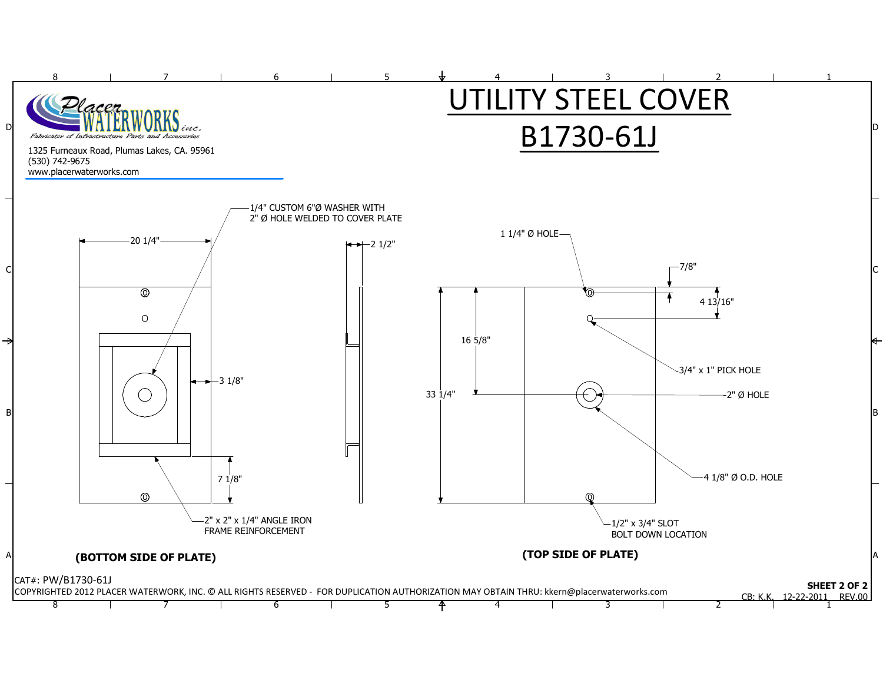Placer WATERWORKS inc.
Fabricator of Infrastructure Parts and Accessories

1325 Furneaux Road, Plumas Lakes, CA. 95961
(530) 742-9675
www.placerwaterworks.com

# UTILITY STEEL COVER
# B1730-61J

1/4" CUSTOM 6"Ø WASHER WITH 2" Ø HOLE WELDED TO COVER PLATE

20 1/4"

2 1/2"

3 1/8"

7 1/8"

2" x 2" x 1/4" ANGLE IRON FRAME REINFORCEMENT

**(BOTTOM SIDE OF PLATE)**

1 1/4" Ø HOLE

7/8"

4 13/16"

16 5/8"

33 1/4"

3/4" x 1" PICK HOLE

2" Ø HOLE

4 1/8" Ø O.D. HOLE

1/2" x 3/4" SLOT BOLT DOWN LOCATION

**(TOP SIDE OF PLATE)**

CAT#: PW/B1730-61J

COPYRIGHTED 2012 PLACER WATERWORK, INC. © ALL RIGHTS RESERVED - FOR DUPLICATION AUTHORIZATION MAY OBTAIN THRU: kkern@placerwaterworks.com

**SHEET 2 OF 2**

CB: K.K. 12-22-2011 REV.00